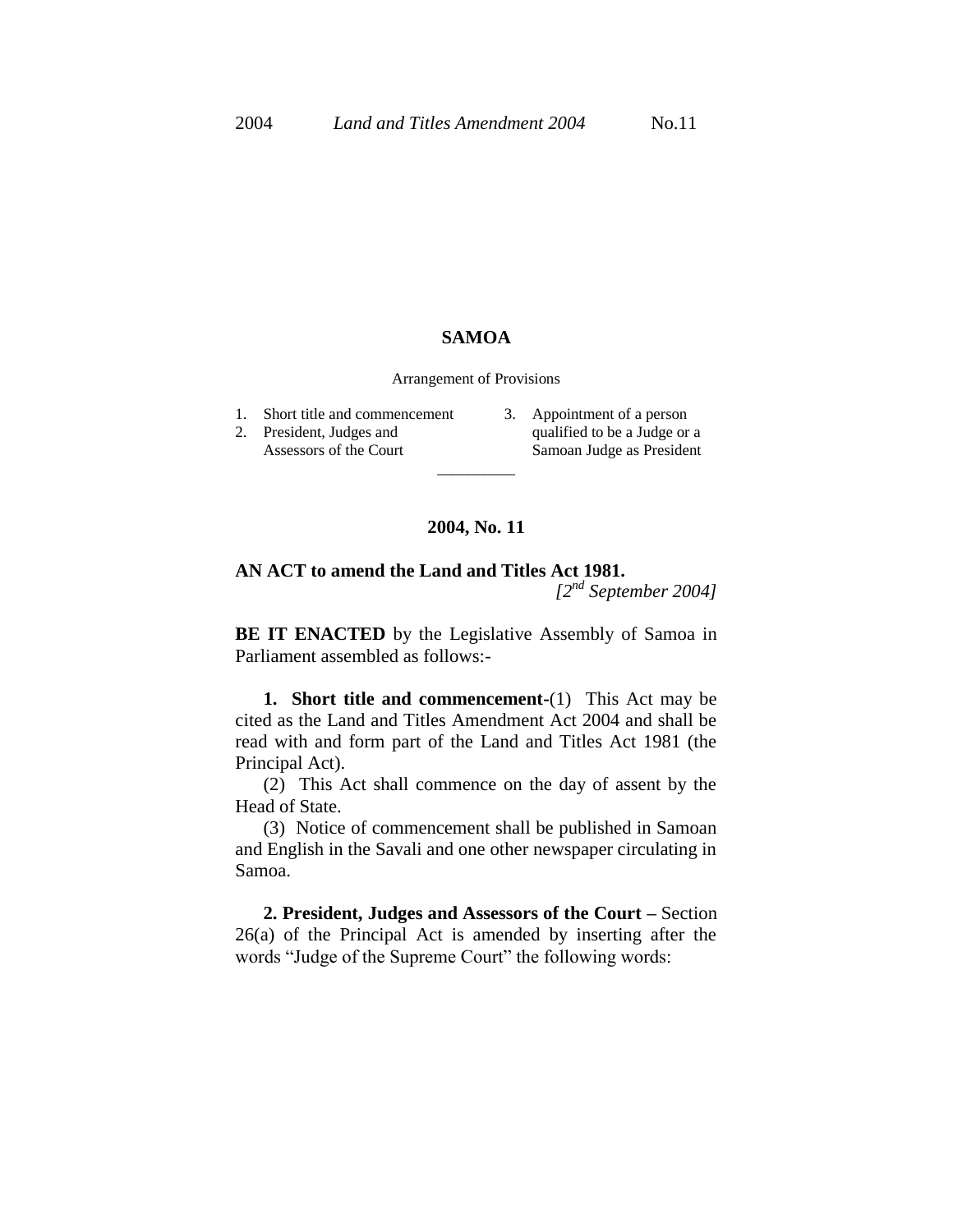# SAMOA

Arrangement of Provisions

1. Short title and commencement
2. President, Judges and Assessors of the Court
3. Appointment of a person qualified to be a Judge or a Samoan Judge as President

---

## 2004, No. 11

**AN ACT to amend the Land and Titles Act 1981.**

*[2nd September 2004]*

**BE IT ENACTED** by the Legislative Assembly of Samoa in Parliament assembled as follows:-

**1. Short title and commencement**-(1) This Act may be cited as the Land and Titles Amendment Act 2004 and shall be read with and form part of the Land and Titles Act 1981 (the Principal Act).

(2) This Act shall commence on the day of assent by the Head of State.

(3) Notice of commencement shall be published in Samoan and English in the Savali and one other newspaper circulating in Samoa.

**2. President, Judges and Assessors of the Court** – Section 26(a) of the Principal Act is amended by inserting after the words "Judge of the Supreme Court" the following words: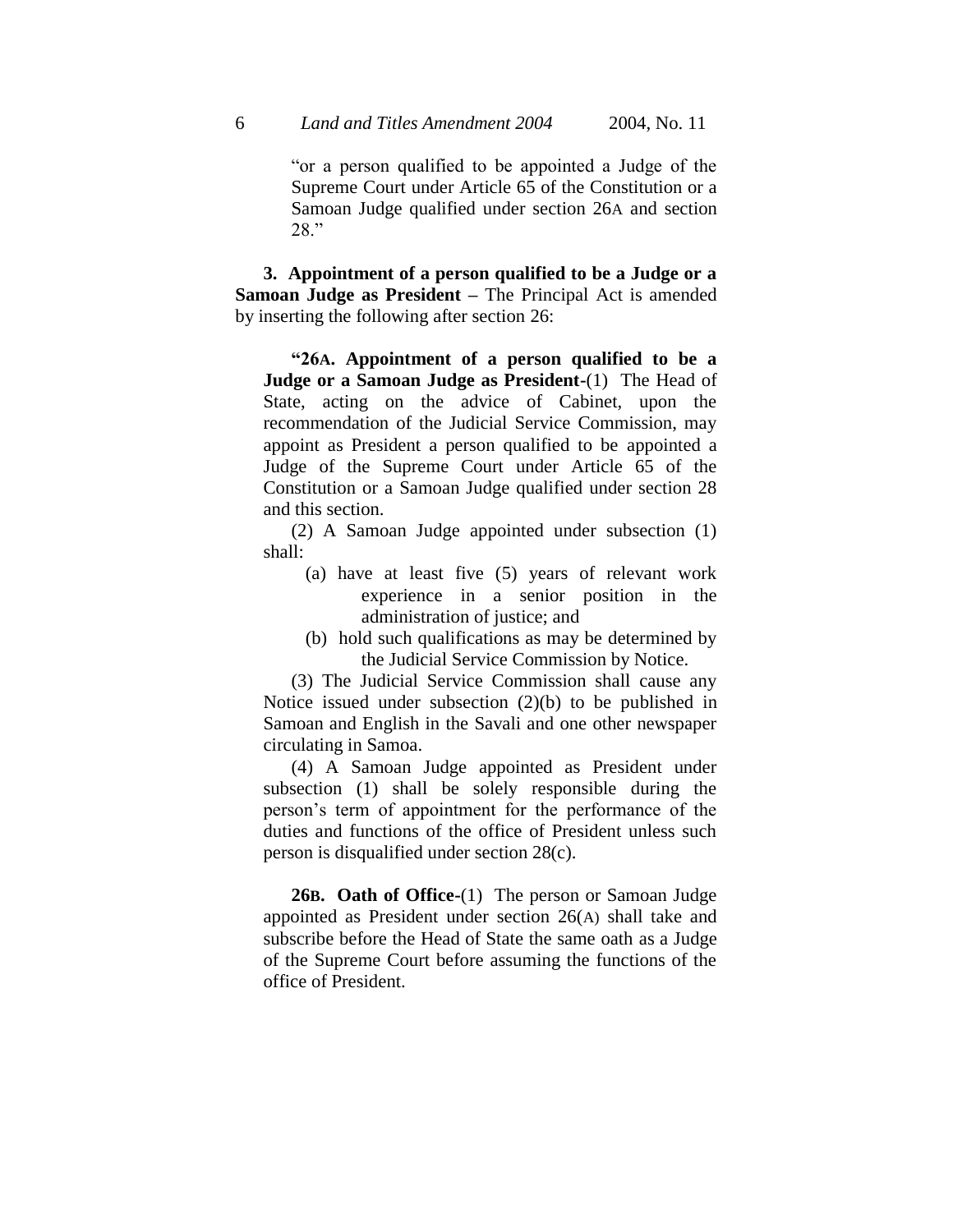"or a person qualified to be appointed a Judge of the Supreme Court under Article 65 of the Constitution or a Samoan Judge qualified under section 26A and section 28."

**3. Appointment of a person qualified to be a Judge or a Samoan Judge as President –** The Principal Act is amended by inserting the following after section 26:

**"26A. Appointment of a person qualified to be a Judge or a Samoan Judge as President**-(1) The Head of State, acting on the advice of Cabinet, upon the recommendation of the Judicial Service Commission, may appoint as President a person qualified to be appointed a Judge of the Supreme Court under Article 65 of the Constitution or a Samoan Judge qualified under section 28 and this section.

(2) A Samoan Judge appointed under subsection (1) shall:

(a) have at least five (5) years of relevant work experience in a senior position in the administration of justice; and

(b) hold such qualifications as may be determined by the Judicial Service Commission by Notice.

(3) The Judicial Service Commission shall cause any Notice issued under subsection (2)(b) to be published in Samoan and English in the Savali and one other newspaper circulating in Samoa.

(4) A Samoan Judge appointed as President under subsection (1) shall be solely responsible during the person's term of appointment for the performance of the duties and functions of the office of President unless such person is disqualified under section 28(c).

**26B. Oath of Office**-(1) The person or Samoan Judge appointed as President under section 26(A) shall take and subscribe before the Head of State the same oath as a Judge of the Supreme Court before assuming the functions of the office of President.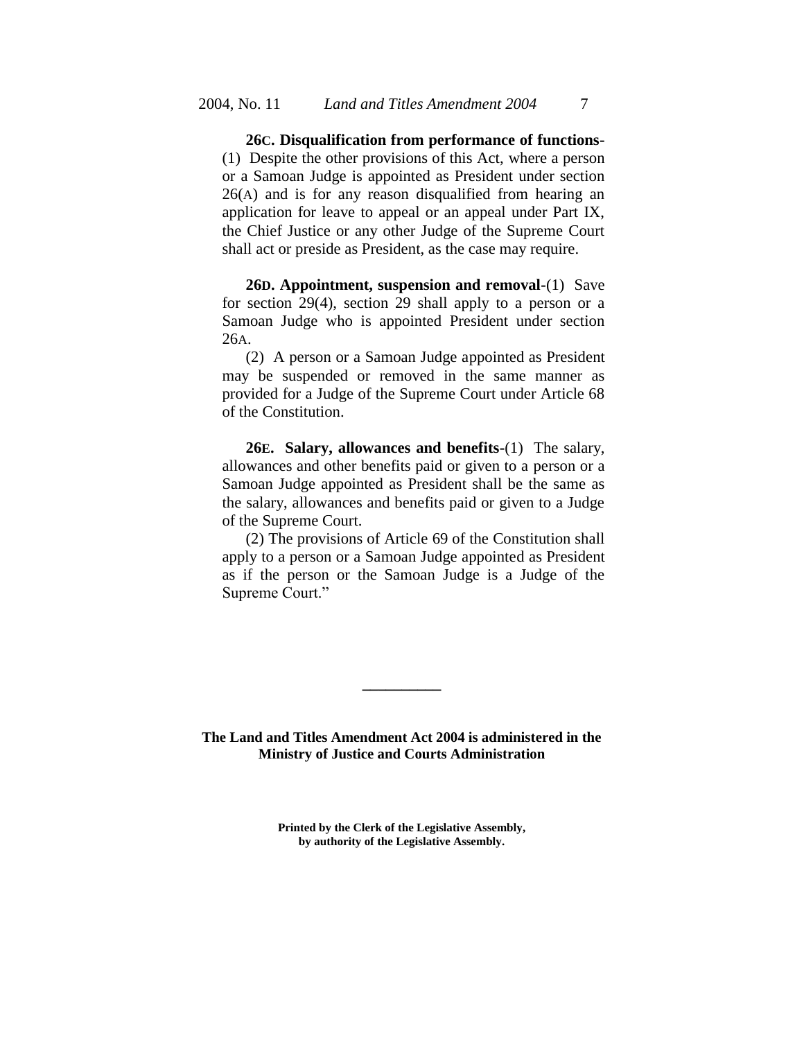**26C. Disqualification from performance of functions-** (1) Despite the other provisions of this Act, where a person or a Samoan Judge is appointed as President under section 26(A) and is for any reason disqualified from hearing an application for leave to appeal or an appeal under Part IX, the Chief Justice or any other Judge of the Supreme Court shall act or preside as President, as the case may require.

**26D. Appointment, suspension and removal**-(1) Save for section 29(4), section 29 shall apply to a person or a Samoan Judge who is appointed President under section 26A.

(2) A person or a Samoan Judge appointed as President may be suspended or removed in the same manner as provided for a Judge of the Supreme Court under Article 68 of the Constitution.

**26E. Salary, allowances and benefits**-(1) The salary, allowances and other benefits paid or given to a person or a Samoan Judge appointed as President shall be the same as the salary, allowances and benefits paid or given to a Judge of the Supreme Court.

(2) The provisions of Article 69 of the Constitution shall apply to a person or a Samoan Judge appointed as President as if the person or the Samoan Judge is a Judge of the Supreme Court."

---

**The Land and Titles Amendment Act 2004 is administered in the Ministry of Justice and Courts Administration**

**Printed by the Clerk of the Legislative Assembly, by authority of the Legislative Assembly.**